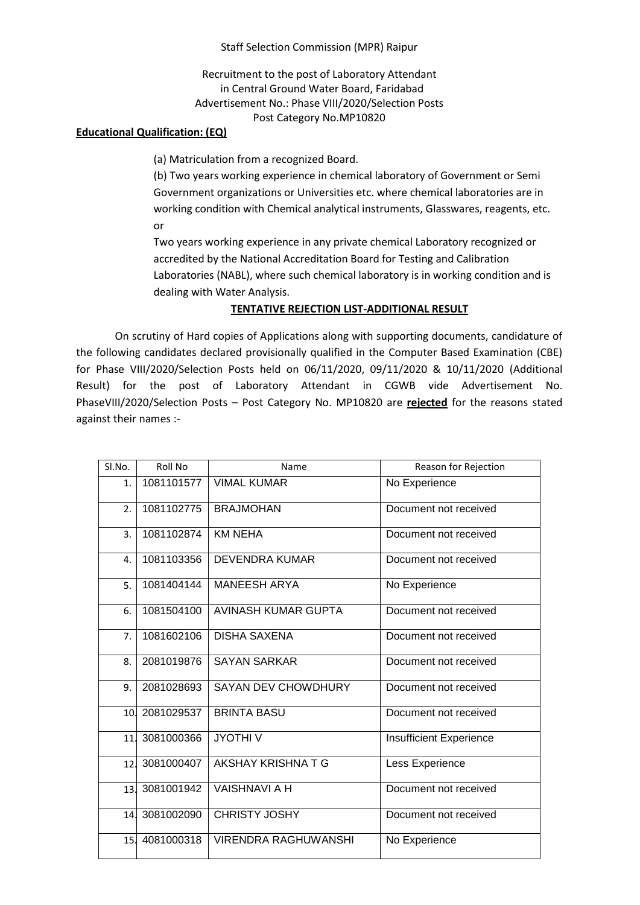Staff Selection Commission (MPR) Raipur

Recruitment to the post of Laboratory Attendant
in Central Ground Water Board, Faridabad
Advertisement No.: Phase VIII/2020/Selection Posts
Post Category No.MP10820

**Educational Qualification: (EQ)**

(a) Matriculation from a recognized Board.

(b) Two years working experience in chemical laboratory of Government or Semi Government organizations or Universities etc. where chemical laboratories are in working condition with Chemical analytical instruments, Glasswares, reagents, etc.
or
Two years working experience in any private chemical Laboratory recognized or accredited by the National Accreditation Board for Testing and Calibration Laboratories (NABL), where such chemical laboratory is in working condition and is dealing with Water Analysis.

**TENTATIVE REJECTION LIST-ADDITIONAL RESULT**

On scrutiny of Hard copies of Applications along with supporting documents, candidature of the following candidates declared provisionally qualified in the Computer Based Examination (CBE) for Phase VIII/2020/Selection Posts held on 06/11/2020, 09/11/2020 & 10/11/2020 (Additional Result) for the post of Laboratory Attendant in CGWB vide Advertisement No. PhaseVIII/2020/Selection Posts – Post Category No. MP10820 are **rejected** for the reasons stated against their names :-

| Sl.No. | Roll No | Name | Reason for Rejection |
|---|---|---|---|
| 1. | 1081101577 | VIMAL KUMAR | No Experience |
| 2. | 1081102775 | BRAJMOHAN | Document not received |
| 3. | 1081102874 | KM NEHA | Document not received |
| 4. | 1081103356 | DEVENDRA KUMAR | Document not received |
| 5. | 1081404144 | MANEESH ARYA | No Experience |
| 6. | 1081504100 | AVINASH KUMAR GUPTA | Document not received |
| 7. | 1081602106 | DISHA SAXENA | Document not received |
| 8. | 2081019876 | SAYAN SARKAR | Document not received |
| 9. | 2081028693 | SAYAN DEV CHOWDHURY | Document not received |
| 10. | 2081029537 | BRINTA BASU | Document not received |
| 11. | 3081000366 | JYOTHI V | Insufficient Experience |
| 12. | 3081000407 | AKSHAY KRISHNA T G | Less Experience |
| 13. | 3081001942 | VAISHNAVI A H | Document not received |
| 14. | 3081002090 | CHRISTY JOSHY | Document not received |
| 15. | 4081000318 | VIRENDRA RAGHUWANSHI | No Experience |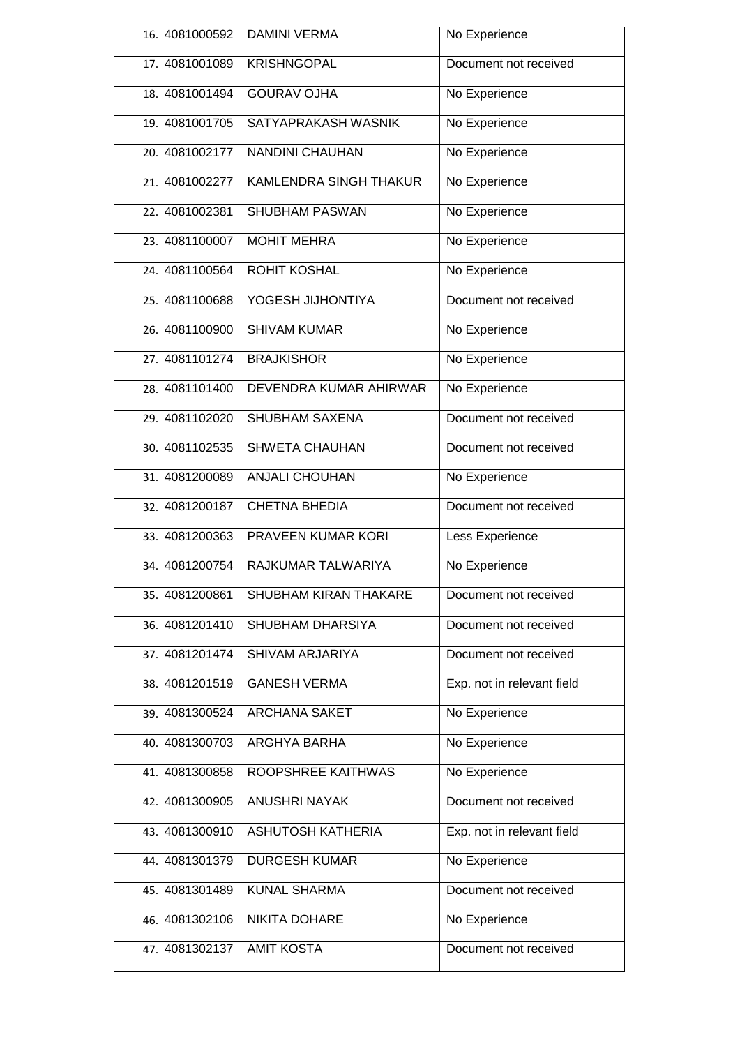| | | | |
|---|---|---|---|
| 16. | 4081000592 | DAMINI VERMA | No Experience |
| 17. | 4081001089 | KRISHNGOPAL | Document not received |
| 18. | 4081001494 | GOURAV OJHA | No Experience |
| 19. | 4081001705 | SATYAPRAKASH WASNIK | No Experience |
| 20. | 4081002177 | NANDINI CHAUHAN | No Experience |
| 21. | 4081002277 | KAMLENDRA SINGH THAKUR | No Experience |
| 22. | 4081002381 | SHUBHAM PASWAN | No Experience |
| 23. | 4081100007 | MOHIT MEHRA | No Experience |
| 24. | 4081100564 | ROHIT KOSHAL | No Experience |
| 25. | 4081100688 | YOGESH JIJHONTIYA | Document not received |
| 26. | 4081100900 | SHIVAM KUMAR | No Experience |
| 27. | 4081101274 | BRAJKISHOR | No Experience |
| 28. | 4081101400 | DEVENDRA KUMAR AHIRWAR | No Experience |
| 29. | 4081102020 | SHUBHAM SAXENA | Document not received |
| 30. | 4081102535 | SHWETA CHAUHAN | Document not received |
| 31. | 4081200089 | ANJALI CHOUHAN | No Experience |
| 32. | 4081200187 | CHETNA BHEDIA | Document not received |
| 33. | 4081200363 | PRAVEEN KUMAR KORI | Less Experience |
| 34. | 4081200754 | RAJKUMAR TALWARIYA | No Experience |
| 35. | 4081200861 | SHUBHAM KIRAN THAKARE | Document not received |
| 36. | 4081201410 | SHUBHAM DHARSIYA | Document not received |
| 37. | 4081201474 | SHIVAM ARJARIYA | Document not received |
| 38. | 4081201519 | GANESH VERMA | Exp. not in relevant field |
| 39. | 4081300524 | ARCHANA SAKET | No Experience |
| 40. | 4081300703 | ARGHYA BARHA | No Experience |
| 41. | 4081300858 | ROOPSHREE KAITHWAS | No Experience |
| 42. | 4081300905 | ANUSHRI NAYAK | Document not received |
| 43. | 4081300910 | ASHUTOSH KATHERIA | Exp. not in relevant field |
| 44. | 4081301379 | DURGESH KUMAR | No Experience |
| 45. | 4081301489 | KUNAL SHARMA | Document not received |
| 46. | 4081302106 | NIKITA DOHARE | No Experience |
| 47. | 4081302137 | AMIT KOSTA | Document not received |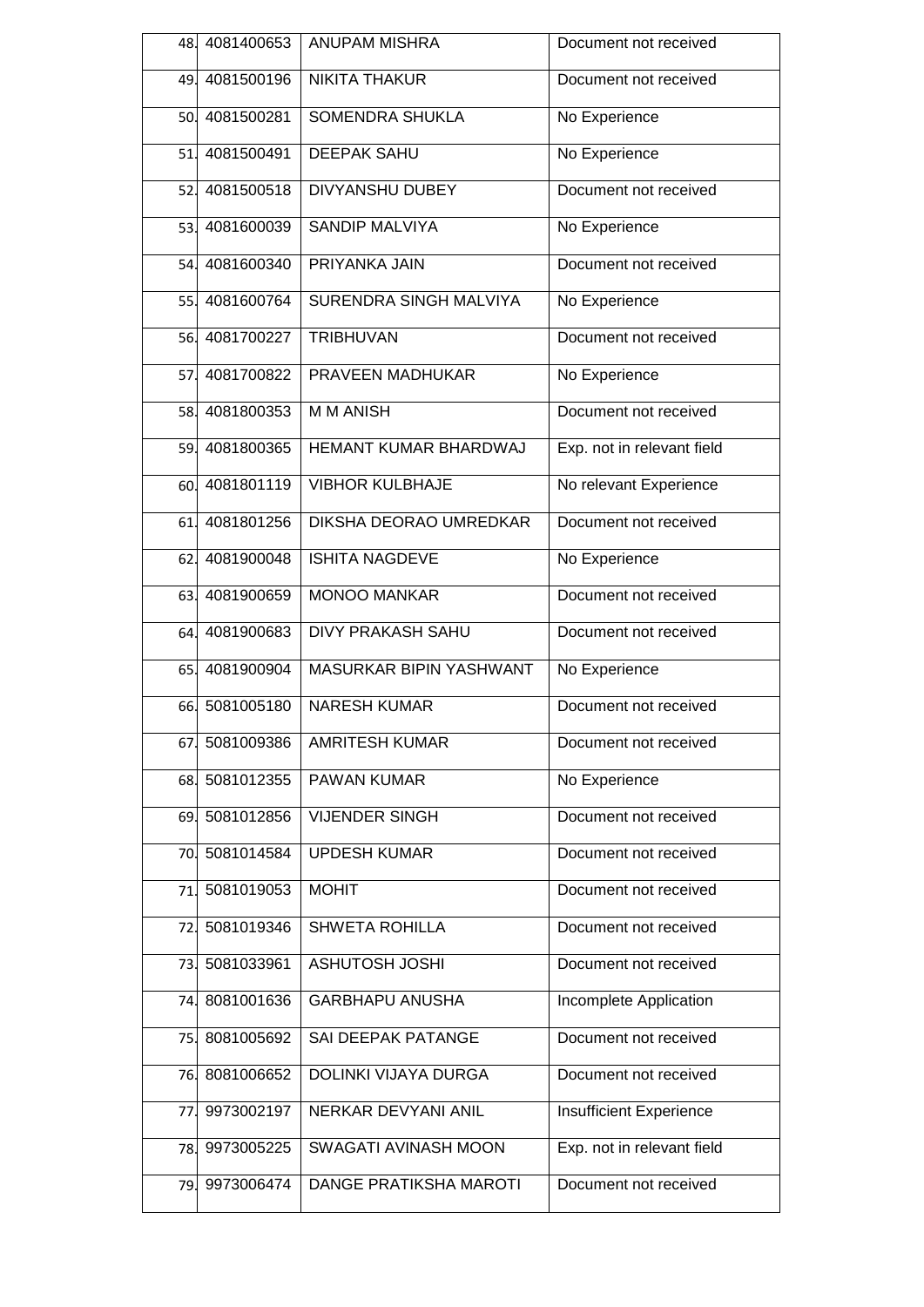| | | | |
|---|---|---|---|
| 48. | 4081400653 | ANUPAM MISHRA | Document not received |
| 49. | 4081500196 | NIKITA THAKUR | Document not received |
| 50. | 4081500281 | SOMENDRA SHUKLA | No Experience |
| 51. | 4081500491 | DEEPAK SAHU | No Experience |
| 52. | 4081500518 | DIVYANSHU DUBEY | Document not received |
| 53. | 4081600039 | SANDIP MALVIYA | No Experience |
| 54. | 4081600340 | PRIYANKA JAIN | Document not received |
| 55. | 4081600764 | SURENDRA SINGH MALVIYA | No Experience |
| 56. | 4081700227 | TRIBHUVAN | Document not received |
| 57. | 4081700822 | PRAVEEN MADHUKAR | No Experience |
| 58. | 4081800353 | M M ANISH | Document not received |
| 59. | 4081800365 | HEMANT KUMAR BHARDWAJ | Exp. not in relevant field |
| 60. | 4081801119 | VIBHOR KULBHAJE | No relevant Experience |
| 61. | 4081801256 | DIKSHA DEORAO UMREDKAR | Document not received |
| 62. | 4081900048 | ISHITA NAGDEVE | No Experience |
| 63. | 4081900659 | MONOO MANKAR | Document not received |
| 64. | 4081900683 | DIVY PRAKASH SAHU | Document not received |
| 65. | 4081900904 | MASURKAR BIPIN YASHWANT | No Experience |
| 66. | 5081005180 | NARESH KUMAR | Document not received |
| 67. | 5081009386 | AMRITESH KUMAR | Document not received |
| 68. | 5081012355 | PAWAN KUMAR | No Experience |
| 69. | 5081012856 | VIJENDER SINGH | Document not received |
| 70. | 5081014584 | UPDESH KUMAR | Document not received |
| 71. | 5081019053 | MOHIT | Document not received |
| 72. | 5081019346 | SHWETA ROHILLA | Document not received |
| 73. | 5081033961 | ASHUTOSH JOSHI | Document not received |
| 74. | 8081001636 | GARBHAPU ANUSHA | Incomplete Application |
| 75. | 8081005692 | SAI DEEPAK PATANGE | Document not received |
| 76. | 8081006652 | DOLINKI VIJAYA DURGA | Document not received |
| 77. | 9973002197 | NERKAR DEVYANI ANIL | Insufficient Experience |
| 78. | 9973005225 | SWAGATI AVINASH MOON | Exp. not in relevant field |
| 79. | 9973006474 | DANGE PRATIKSHA MAROTI | Document not received |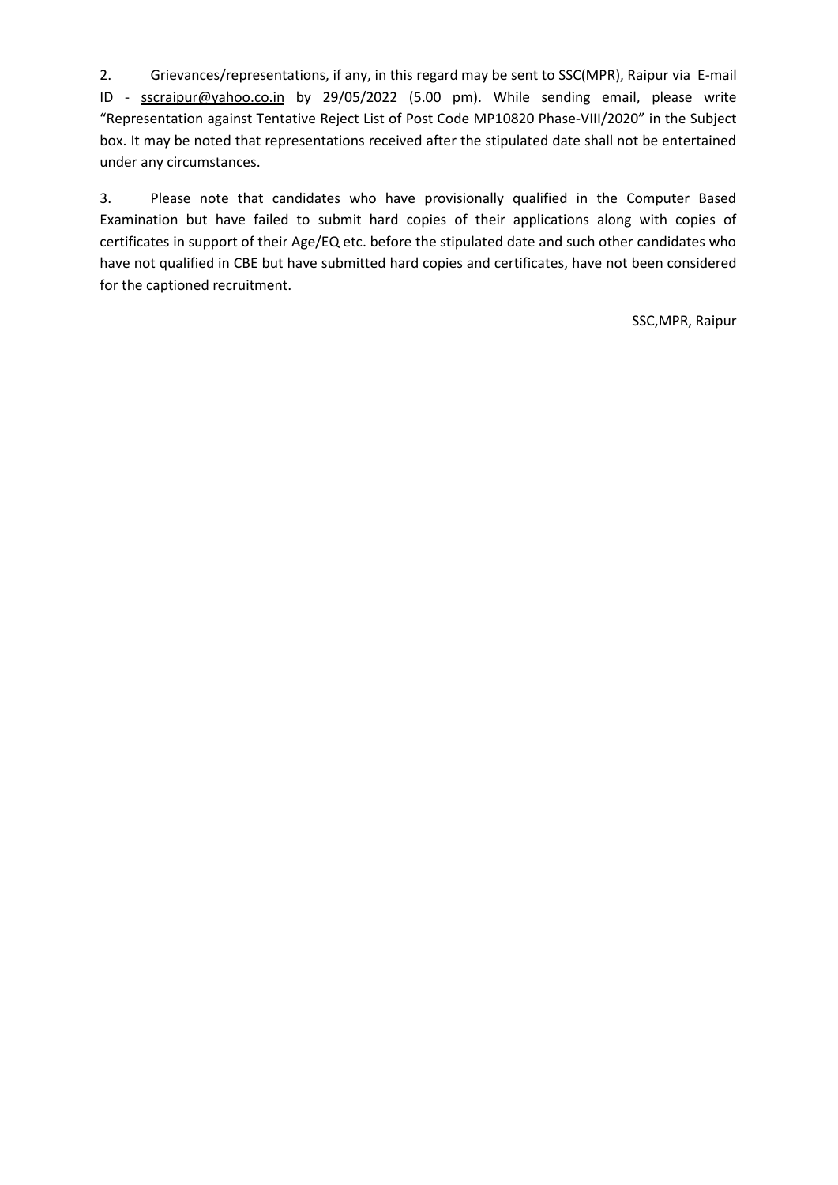2. Grievances/representations, if any, in this regard may be sent to SSC(MPR), Raipur via E-mail ID - sscraipur@yahoo.co.in by 29/05/2022 (5.00 pm). While sending email, please write "Representation against Tentative Reject List of Post Code MP10820 Phase-VIII/2020" in the Subject box. It may be noted that representations received after the stipulated date shall not be entertained under any circumstances.

3. Please note that candidates who have provisionally qualified in the Computer Based Examination but have failed to submit hard copies of their applications along with copies of certificates in support of their Age/EQ etc. before the stipulated date and such other candidates who have not qualified in CBE but have submitted hard copies and certificates, have not been considered for the captioned recruitment.

SSC,MPR, Raipur